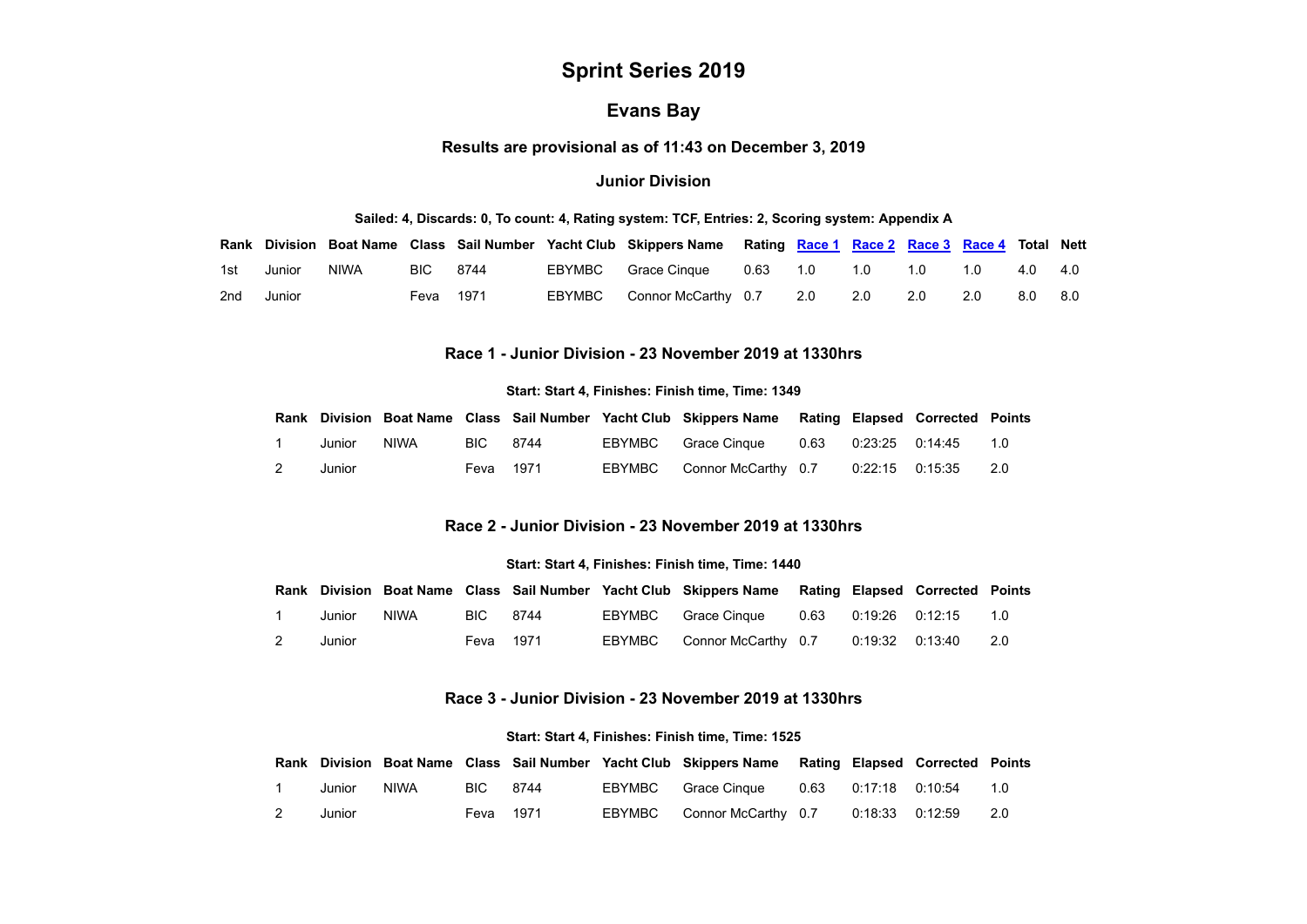# Sprint Series 2019

## Evans Bay

### Results are provisional as of 11:43 on December 3, 2019

### Junior Division

**Sailed: 4, Discards: 0, To count: 4, Rating system: TCF, Entries: 2, Scoring system: Appendix A**

| Rank | Division | Boat Name | Class | Sail Number | Yacht Club | Skippers Name | Rating | Race 1 | Race 2 | Race 3 | Race 4 | Total | Nett |
|---|---|---|---|---|---|---|---|---|---|---|---|---|---|
| 1st | Junior | NIWA | BIC | 8744 | EBYMBC | Grace Cinque | 0.63 | 1.0 | 1.0 | 1.0 | 1.0 | 4.0 | 4.0 |
| 2nd | Junior | | Feva | 1971 | EBYMBC | Connor McCarthy | 0.7 | 2.0 | 2.0 | 2.0 | 2.0 | 8.0 | 8.0 |

### Race 1 - Junior Division - 23 November 2019 at 1330hrs

**Start: Start 4, Finishes: Finish time, Time: 1349**

| Rank | Division | Boat Name | Class | Sail Number | Yacht Club | Skippers Name | Rating | Elapsed | Corrected | Points |
|---|---|---|---|---|---|---|---|---|---|---|
| 1 | Junior | NIWA | BIC | 8744 | EBYMBC | Grace Cinque | 0.63 | 0:23:25 | 0:14:45 | 1.0 |
| 2 | Junior | | Feva | 1971 | EBYMBC | Connor McCarthy | 0.7 | 0:22:15 | 0:15:35 | 2.0 |

### Race 2 - Junior Division - 23 November 2019 at 1330hrs

**Start: Start 4, Finishes: Finish time, Time: 1440**

| Rank | Division | Boat Name | Class | Sail Number | Yacht Club | Skippers Name | Rating | Elapsed | Corrected | Points |
|---|---|---|---|---|---|---|---|---|---|---|
| 1 | Junior | NIWA | BIC | 8744 | EBYMBC | Grace Cinque | 0.63 | 0:19:26 | 0:12:15 | 1.0 |
| 2 | Junior | | Feva | 1971 | EBYMBC | Connor McCarthy | 0.7 | 0:19:32 | 0:13:40 | 2.0 |

### Race 3 - Junior Division - 23 November 2019 at 1330hrs

**Start: Start 4, Finishes: Finish time, Time: 1525**

| Rank | Division | Boat Name | Class | Sail Number | Yacht Club | Skippers Name | Rating | Elapsed | Corrected | Points |
|---|---|---|---|---|---|---|---|---|---|---|
| 1 | Junior | NIWA | BIC | 8744 | EBYMBC | Grace Cinque | 0.63 | 0:17:18 | 0:10:54 | 1.0 |
| 2 | Junior | | Feva | 1971 | EBYMBC | Connor McCarthy | 0.7 | 0:18:33 | 0:12:59 | 2.0 |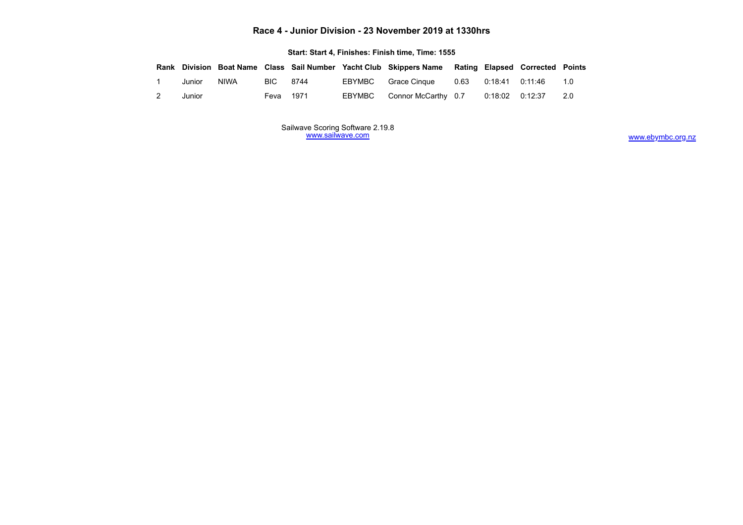### Race 4 - Junior Division - 23 November 2019 at 1330hrs

**Start: Start 4, Finishes: Finish time, Time: 1555**

| Rank | Division | Boat Name | Class | Sail Number | Yacht Club | Skippers Name | Rating | Elapsed | Corrected | Points |
|---|---|---|---|---|---|---|---|---|---|---|
| 1 | Junior | NIWA | BIC | 8744 | EBYMBC | Grace Cinque | 0.63 | 0:18:41 | 0:11:46 | 1.0 |
| 2 | Junior | | Feva | 1971 | EBYMBC | Connor McCarthy | 0.7 | 0:18:02 | 0:12:37 | 2.0 |

Sailwave Scoring Software 2.19.8
www.sailwave.com

www.ebymbc.org.nz